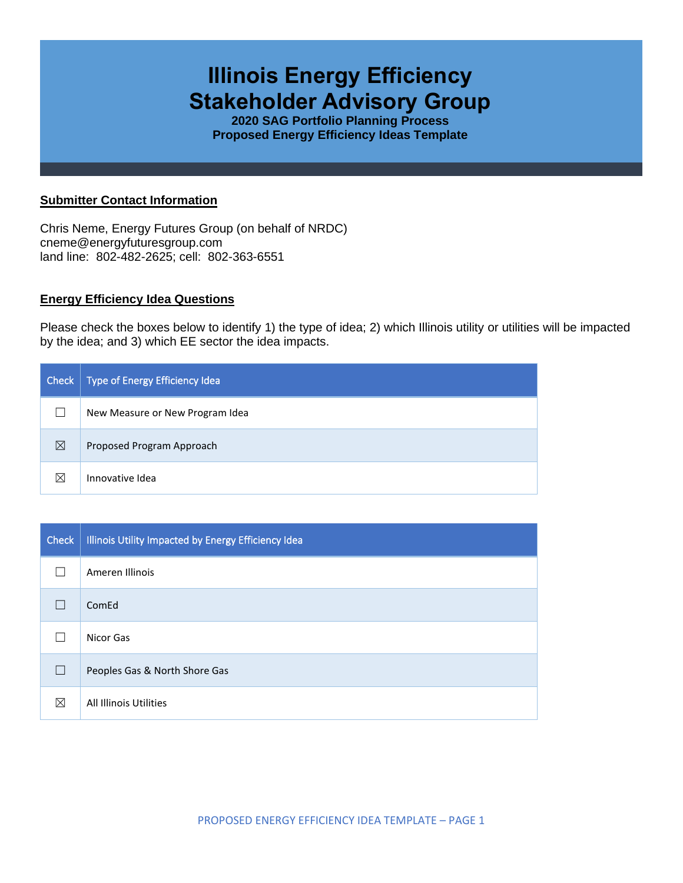# Illinois Energy Efficiency Stakeholder Advisory Group

**2020 SAG Portfolio Planning Process**
**Proposed Energy Efficiency Ideas Template**

## Submitter Contact Information

Chris Neme, Energy Futures Group (on behalf of NRDC)
cneme@energyfuturesgroup.com
land line: 802-482-2625; cell: 802-363-6551

## Energy Efficiency Idea Questions

Please check the boxes below to identify 1) the type of idea; 2) which Illinois utility or utilities will be impacted by the idea; and 3) which EE sector the idea impacts.

| Check | Type of Energy Efficiency Idea |
|---|---|
| ☐ | New Measure or New Program Idea |
| ☒ | Proposed Program Approach |
| ☒ | Innovative Idea |

| Check | Illinois Utility Impacted by Energy Efficiency Idea |
|---|---|
| ☐ | Ameren Illinois |
| ☐ | ComEd |
| ☐ | Nicor Gas |
| ☐ | Peoples Gas & North Shore Gas |
| ☒ | All Illinois Utilities |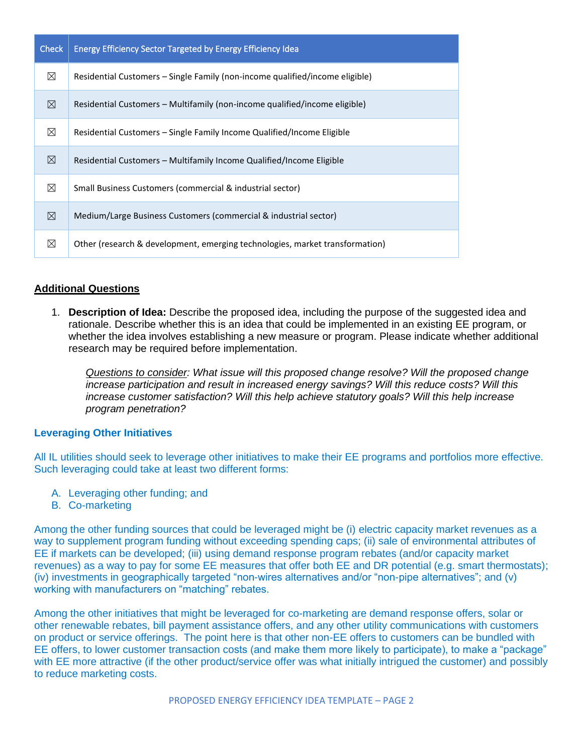| Check | Energy Efficiency Sector Targeted by Energy Efficiency Idea |
|---|---|
| ☒ | Residential Customers – Single Family (non-income qualified/income eligible) |
| ☒ | Residential Customers – Multifamily (non-income qualified/income eligible) |
| ☒ | Residential Customers – Single Family Income Qualified/Income Eligible |
| ☒ | Residential Customers – Multifamily Income Qualified/Income Eligible |
| ☒ | Small Business Customers (commercial & industrial sector) |
| ☒ | Medium/Large Business Customers (commercial & industrial sector) |
| ☒ | Other (research & development, emerging technologies, market transformation) |

## Additional Questions

1. **Description of Idea:** Describe the proposed idea, including the purpose of the suggested idea and rationale. Describe whether this is an idea that could be implemented in an existing EE program, or whether the idea involves establishing a new measure or program. Please indicate whether additional research may be required before implementation.

   *Questions to consider: What issue will this proposed change resolve? Will the proposed change increase participation and result in increased energy savings? Will this reduce costs? Will this increase customer satisfaction? Will this help achieve statutory goals? Will this help increase program penetration?*

### Leveraging Other Initiatives

All IL utilities should seek to leverage other initiatives to make their EE programs and portfolios more effective. Such leveraging could take at least two different forms:

A. Leveraging other funding; and
B. Co-marketing

Among the other funding sources that could be leveraged might be (i) electric capacity market revenues as a way to supplement program funding without exceeding spending caps; (ii) sale of environmental attributes of EE if markets can be developed; (iii) using demand response program rebates (and/or capacity market revenues) as a way to pay for some EE measures that offer both EE and DR potential (e.g. smart thermostats); (iv) investments in geographically targeted "non-wires alternatives and/or "non-pipe alternatives"; and (v) working with manufacturers on "matching" rebates.

Among the other initiatives that might be leveraged for co-marketing are demand response offers, solar or other renewable rebates, bill payment assistance offers, and any other utility communications with customers on product or service offerings. The point here is that other non-EE offers to customers can be bundled with EE offers, to lower customer transaction costs (and make them more likely to participate), to make a "package" with EE more attractive (if the other product/service offer was what initially intrigued the customer) and possibly to reduce marketing costs.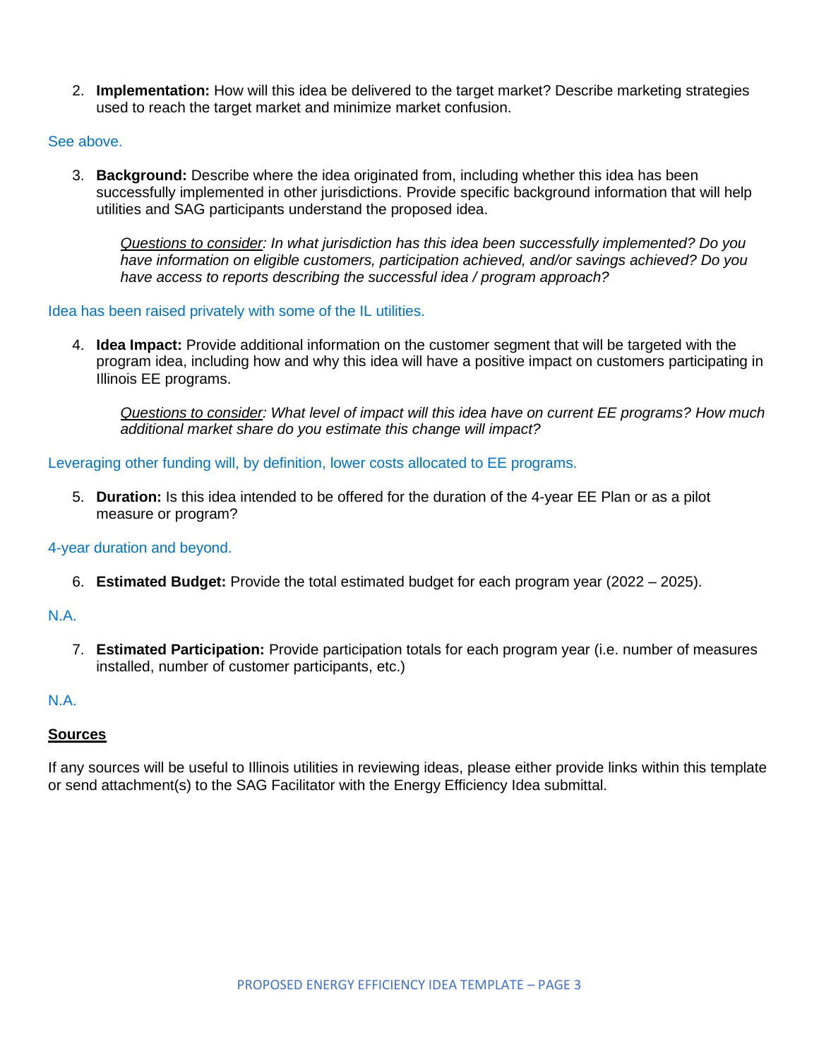2. **Implementation:** How will this idea be delivered to the target market? Describe marketing strategies used to reach the target market and minimize market confusion.

See above.

3. **Background:** Describe where the idea originated from, including whether this idea has been successfully implemented in other jurisdictions. Provide specific background information that will help utilities and SAG participants understand the proposed idea.

   *Questions to consider: In what jurisdiction has this idea been successfully implemented? Do you have information on eligible customers, participation achieved, and/or savings achieved? Do you have access to reports describing the successful idea / program approach?*

Idea has been raised privately with some of the IL utilities.

4. **Idea Impact:** Provide additional information on the customer segment that will be targeted with the program idea, including how and why this idea will have a positive impact on customers participating in Illinois EE programs.

   *Questions to consider: What level of impact will this idea have on current EE programs? How much additional market share do you estimate this change will impact?*

Leveraging other funding will, by definition, lower costs allocated to EE programs.

5. **Duration:** Is this idea intended to be offered for the duration of the 4-year EE Plan or as a pilot measure or program?

4-year duration and beyond.

6. **Estimated Budget:** Provide the total estimated budget for each program year (2022 – 2025).

N.A.

7. **Estimated Participation:** Provide participation totals for each program year (i.e. number of measures installed, number of customer participants, etc.)

N.A.

**Sources**

If any sources will be useful to Illinois utilities in reviewing ideas, please either provide links within this template or send attachment(s) to the SAG Facilitator with the Energy Efficiency Idea submittal.